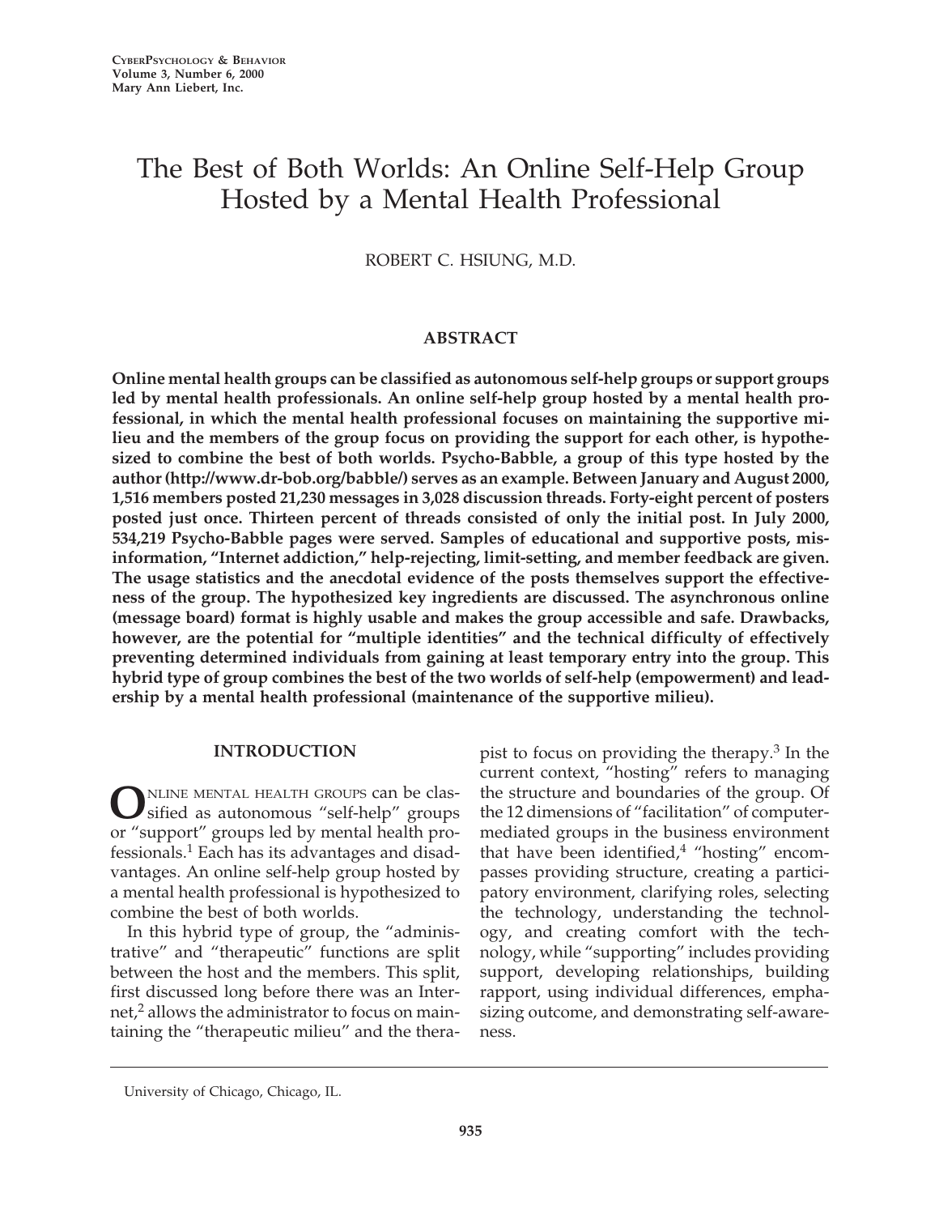# The Best of Both Worlds: An Online Self-Help Group Hosted by a Mental Health Professional

ROBERT C. HSIUNG, M.D.

## ABSTRACT

**Online mental health groups can be classified as autonomous self-help groups or support groups led by mental health professionals. An online self-help group hosted by a mental health professional, in which the mental health professional focuses on maintaining the supportive milieu and the members of the group focus on providing the support for each other, is hypothesized to combine the best of both worlds. Psycho-Babble, a group of this type hosted by the author (http://www.dr-bob.org/babble/) serves as an example. Between January and August 2000, 1,516 members posted 21,230 messages in 3,028 discussion threads. Forty-eight percent of posters posted just once. Thirteen percent of threads consisted of only the initial post. In July 2000, 534,219 Psycho-Babble pages were served. Samples of educational and supportive posts, misinformation, "Internet addiction," help-rejecting, limit-setting, and member feedback are given. The usage statistics and the anecdotal evidence of the posts themselves support the effectiveness of the group. The hypothesized key ingredients are discussed. The asynchronous online (message board) format is highly usable and makes the group accessible and safe. Drawbacks, however, are the potential for "multiple identities" and the technical difficulty of effectively preventing determined individuals from gaining at least temporary entry into the group. This hybrid type of group combines the best of the two worlds of self-help (empowerment) and leadership by a mental health professional (maintenance of the supportive milieu).**

## INTRODUCTION

Online mental health groups can be classified as autonomous "self-help" groups or "support" groups led by mental health professionals.[1] Each has its advantages and disadvantages. An online self-help group hosted by a mental health professional is hypothesized to combine the best of both worlds.

In this hybrid type of group, the "administrative" and "therapeutic" functions are split between the host and the members. This split, first discussed long before there was an Internet,[2] allows the administrator to focus on maintaining the "therapeutic milieu" and the therapist to focus on providing the therapy.[3] In the current context, "hosting" refers to managing the structure and boundaries of the group. Of the 12 dimensions of "facilitation" of computer-mediated groups in the business environment that have been identified,[4] "hosting" encompasses providing structure, creating a participatory environment, clarifying roles, selecting the technology, understanding the technology, and creating comfort with the technology, while "supporting" includes providing support, developing relationships, building rapport, using individual differences, emphasizing outcome, and demonstrating self-awareness.

University of Chicago, Chicago, IL.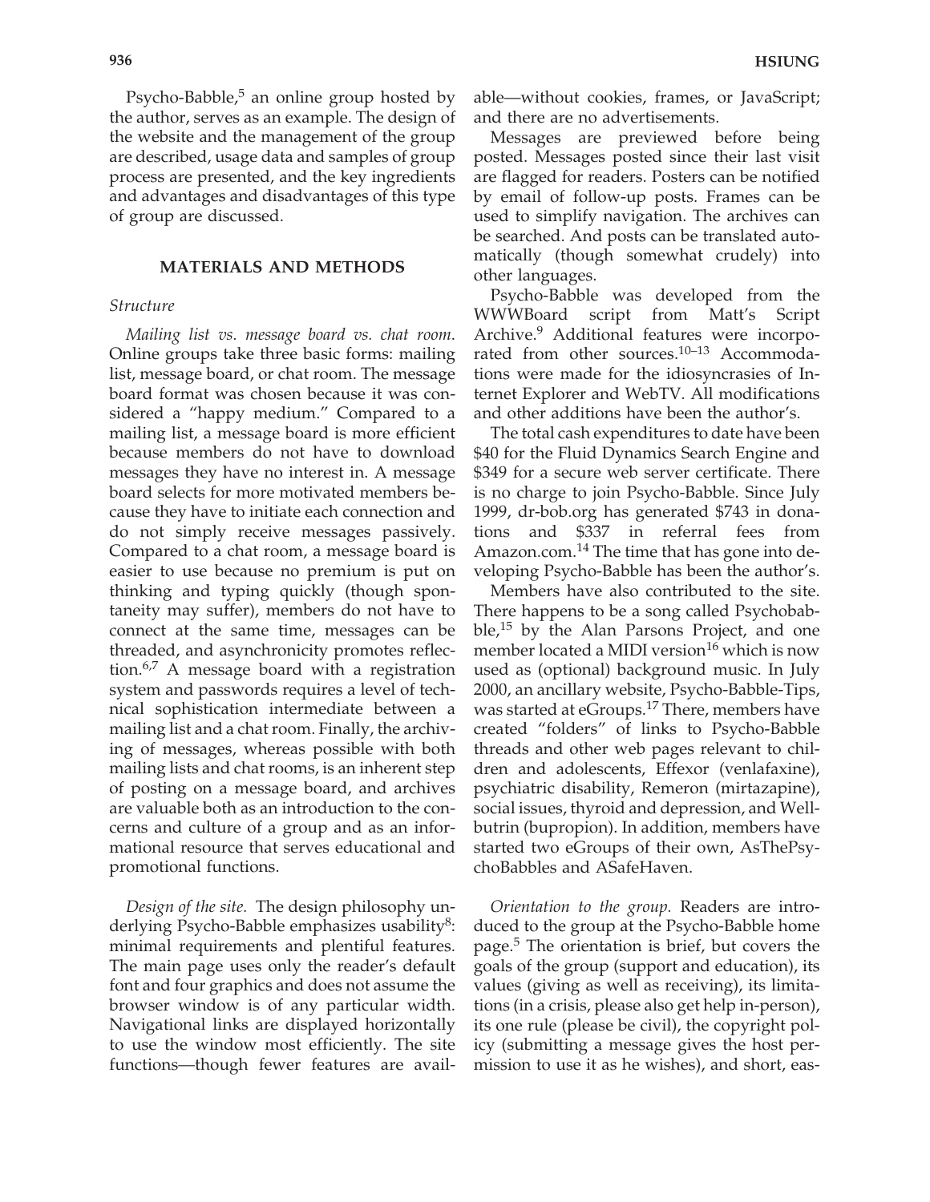Psycho-Babble,[5] an online group hosted by the author, serves as an example. The design of the website and the management of the group are described, usage data and samples of group process are presented, and the key ingredients and advantages and disadvantages of this type of group are discussed.

## MATERIALS AND METHODS

### *Structure*

*Mailing list vs. message board vs. chat room.* Online groups take three basic forms: mailing list, message board, or chat room. The message board format was chosen because it was considered a "happy medium." Compared to a mailing list, a message board is more efficient because members do not have to download messages they have no interest in. A message board selects for more motivated members because they have to initiate each connection and do not simply receive messages passively. Compared to a chat room, a message board is easier to use because no premium is put on thinking and typing quickly (though spontaneity may suffer), members do not have to connect at the same time, messages can be threaded, and asynchronicity promotes reflection.[6,7] A message board with a registration system and passwords requires a level of technical sophistication intermediate between a mailing list and a chat room. Finally, the archiving of messages, whereas possible with both mailing lists and chat rooms, is an inherent step of posting on a message board, and archives are valuable both as an introduction to the concerns and culture of a group and as an informational resource that serves educational and promotional functions.

*Design of the site.* The design philosophy underlying Psycho-Babble emphasizes usability[8]: minimal requirements and plentiful features. The main page uses only the reader's default font and four graphics and does not assume the browser window is of any particular width. Navigational links are displayed horizontally to use the window most efficiently. The site functions—though fewer features are available—without cookies, frames, or JavaScript; and there are no advertisements.

Messages are previewed before being posted. Messages posted since their last visit are flagged for readers. Posters can be notified by email of follow-up posts. Frames can be used to simplify navigation. The archives can be searched. And posts can be translated automatically (though somewhat crudely) into other languages.

Psycho-Babble was developed from the WWWBoard script from Matt's Script Archive.[9] Additional features were incorporated from other sources.[10–13] Accommodations were made for the idiosyncracies of Internet Explorer and WebTV. All modifications and other additions have been the author's.

The total cash expenditures to date have been $40 for the Fluid Dynamics Search Engine and $349 for a secure web server certificate. There is no charge to join Psycho-Babble. Since July 1999, dr-bob.org has generated $743 in donations and $337 in referral fees from Amazon.com.[14] The time that has gone into developing Psycho-Babble has been the author's.

Members have also contributed to the site. There happens to be a song called Psychobabble,[15] by the Alan Parsons Project, and one member located a MIDI version[16] which is now used as (optional) background music. In July 2000, an ancillary website, Psycho-Babble-Tips, was started at eGroups.[17] There, members have created "folders" of links to Psycho-Babble threads and other web pages relevant to children and adolescents, Effexor (venlafaxine), psychiatric disability, Remeron (mirtazapine), social issues, thyroid and depression, and Wellbutrin (bupropion). In addition, members have started two eGroups of their own, AsThePsychoBabbles and ASafeHaven.

*Orientation to the group.* Readers are introduced to the group at the Psycho-Babble home page.[5] The orientation is brief, but covers the goals of the group (support and education), its values (giving as well as receiving), its limitations (in a crisis, please also get help in-person), its one rule (please be civil), the copyright policy (submitting a message gives the host permission to use it as he wishes), and short, eas-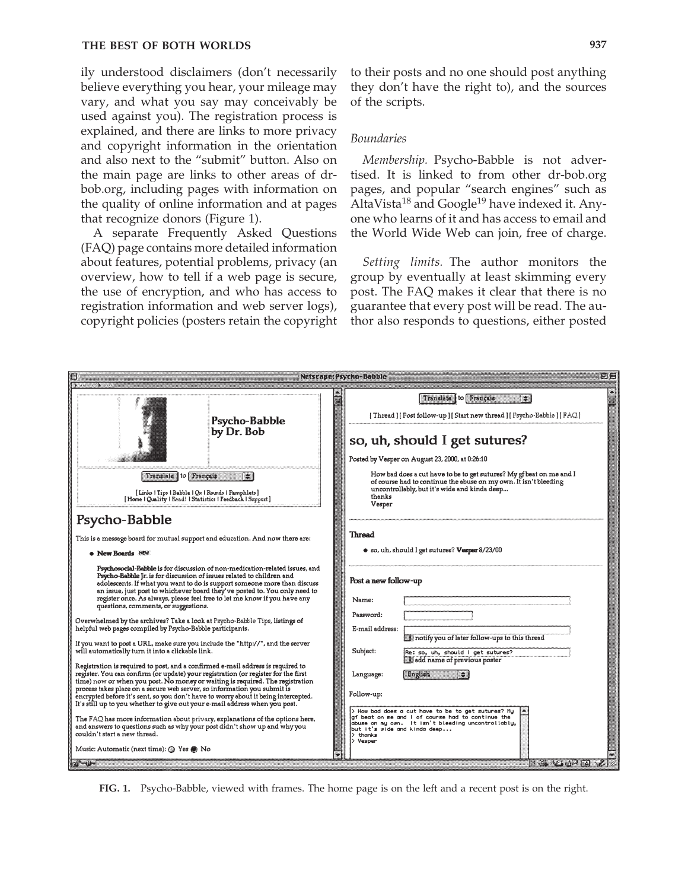ily understood disclaimers (don't necessarily believe everything you hear, your mileage may vary, and what you say may conceivably be used against you). The registration process is explained, and there are links to more privacy and copyright information in the orientation and also next to the "submit" button. Also on the main page are links to other areas of dr-bob.org, including pages with information on the quality of online information and at pages that recognize donors (Figure 1).

A separate Frequently Asked Questions (FAQ) page contains more detailed information about features, potential problems, privacy (an overview, how to tell if a web page is secure, the use of encryption, and who has access to registration information and web server logs), copyright policies (posters retain the copyright to their posts and no one should post anything they don't have the right to), and the sources of the scripts.

*Boundaries*

*Membership.* Psycho-Babble is not advertised. It is linked to from other dr-bob.org pages, and popular "search engines" such as AltaVista[18] and Google[19] have indexed it. Anyone who learns of it and has access to email and the World Wide Web can join, free of charge.

*Setting limits.* The author monitors the group by eventually at least skimming every post. The FAQ makes it clear that there is no guarantee that every post will be read. The author also responds to questions, either posted

**FIG. 1.** Psycho-Babble, viewed with frames. The home page is on the left and a recent post is on the right.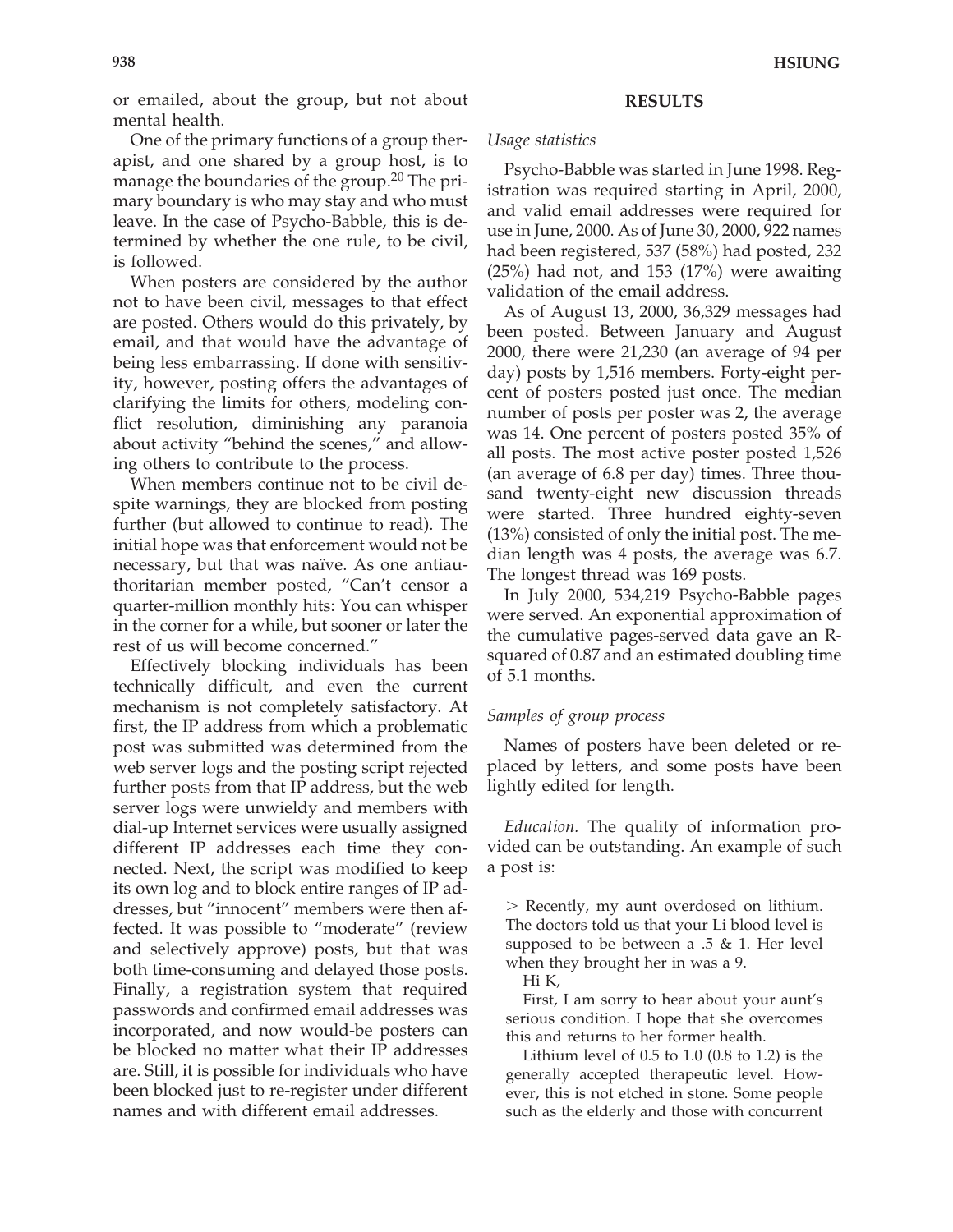or emailed, about the group, but not about mental health.

One of the primary functions of a group therapist, and one shared by a group host, is to manage the boundaries of the group.[20] The primary boundary is who may stay and who must leave. In the case of Psycho-Babble, this is determined by whether the one rule, to be civil, is followed.

When posters are considered by the author not to have been civil, messages to that effect are posted. Others would do this privately, by email, and that would have the advantage of being less embarrassing. If done with sensitivity, however, posting offers the advantages of clarifying the limits for others, modeling conflict resolution, diminishing any paranoia about activity "behind the scenes," and allowing others to contribute to the process.

When members continue not to be civil despite warnings, they are blocked from posting further (but allowed to continue to read). The initial hope was that enforcement would not be necessary, but that was naïve. As one antiauthoritarian member posted, "Can't censor a quarter-million monthly hits: You can whisper in the corner for a while, but sooner or later the rest of us will become concerned."

Effectively blocking individuals has been technically difficult, and even the current mechanism is not completely satisfactory. At first, the IP address from which a problematic post was submitted was determined from the web server logs and the posting script rejected further posts from that IP address, but the web server logs were unwieldy and members with dial-up Internet services were usually assigned different IP addresses each time they connected. Next, the script was modified to keep its own log and to block entire ranges of IP addresses, but "innocent" members were then affected. It was possible to "moderate" (review and selectively approve) posts, but that was both time-consuming and delayed those posts. Finally, a registration system that required passwords and confirmed email addresses was incorporated, and now would-be posters can be blocked no matter what their IP addresses are. Still, it is possible for individuals who have been blocked just to re-register under different names and with different email addresses.

## RESULTS

### *Usage statistics*

Psycho-Babble was started in June 1998. Registration was required starting in April, 2000, and valid email addresses were required for use in June, 2000. As of June 30, 2000, 922 names had been registered, 537 (58%) had posted, 232 (25%) had not, and 153 (17%) were awaiting validation of the email address.

As of August 13, 2000, 36,329 messages had been posted. Between January and August 2000, there were 21,230 (an average of 94 per day) posts by 1,516 members. Forty-eight percent of posters posted just once. The median number of posts per poster was 2, the average was 14. One percent of posters posted 35% of all posts. The most active poster posted 1,526 (an average of 6.8 per day) times. Three thousand twenty-eight new discussion threads were started. Three hundred eighty-seven (13%) consisted of only the initial post. The median length was 4 posts, the average was 6.7. The longest thread was 169 posts.

In July 2000, 534,219 Psycho-Babble pages were served. An exponential approximation of the cumulative pages-served data gave an R-squared of 0.87 and an estimated doubling time of 5.1 months.

### *Samples of group process*

Names of posters have been deleted or replaced by letters, and some posts have been lightly edited for length.

*Education.* The quality of information provided can be outstanding. An example of such a post is:

> > Recently, my aunt overdosed on lithium. The doctors told us that your Li blood level is supposed to be between a .5 & 1. Her level when they brought her in was a 9.
>
> Hi K,
>
> First, I am sorry to hear about your aunt's serious condition. I hope that she overcomes this and returns to her former health.
>
> Lithium level of 0.5 to 1.0 (0.8 to 1.2) is the generally accepted therapeutic level. However, this is not etched in stone. Some people such as the elderly and those with concurrent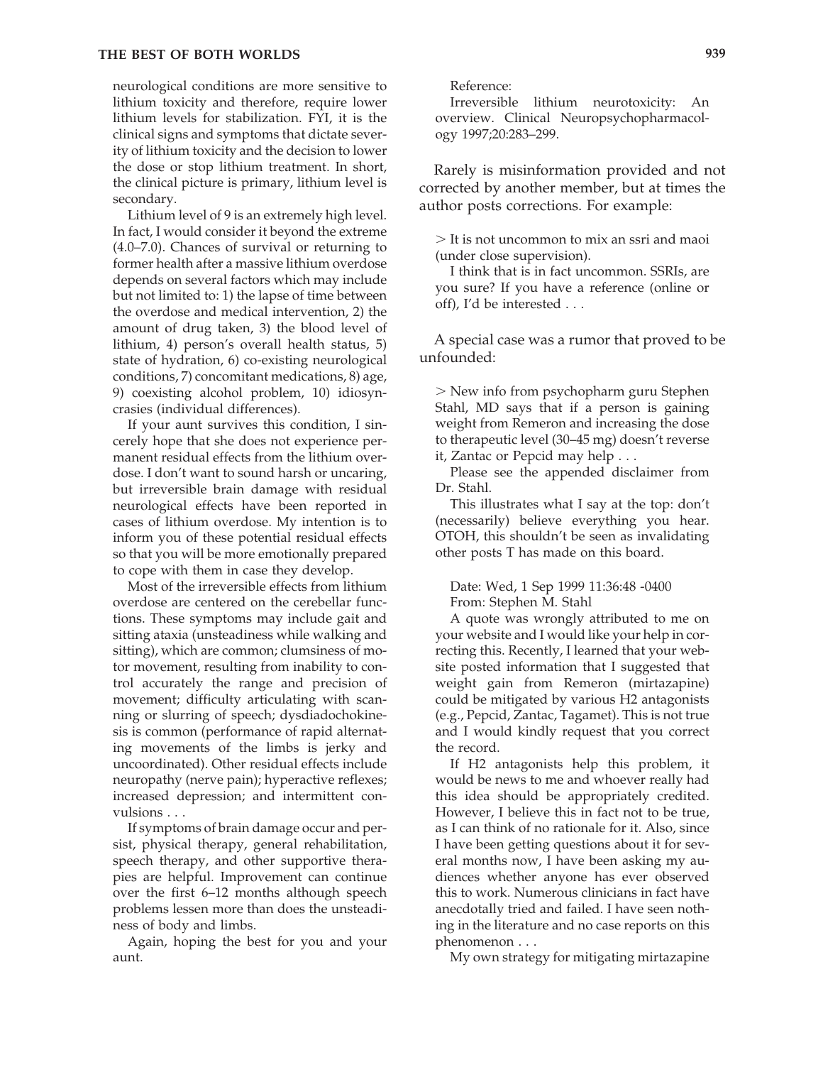neurological conditions are more sensitive to lithium toxicity and therefore, require lower lithium levels for stabilization. FYI, it is the clinical signs and symptoms that dictate severity of lithium toxicity and the decision to lower the dose or stop lithium treatment. In short, the clinical picture is primary, lithium level is secondary.

Lithium level of 9 is an extremely high level. In fact, I would consider it beyond the extreme (4.0–7.0). Chances of survival or returning to former health after a massive lithium overdose depends on several factors which may include but not limited to: 1) the lapse of time between the overdose and medical intervention, 2) the amount of drug taken, 3) the blood level of lithium, 4) person's overall health status, 5) state of hydration, 6) co-existing neurological conditions, 7) concomitant medications, 8) age, 9) coexisting alcohol problem, 10) idiosyncrasies (individual differences).

If your aunt survives this condition, I sincerely hope that she does not experience permanent residual effects from the lithium overdose. I don't want to sound harsh or uncaring, but irreversible brain damage with residual neurological effects have been reported in cases of lithium overdose. My intention is to inform you of these potential residual effects so that you will be more emotionally prepared to cope with them in case they develop.

Most of the irreversible effects from lithium overdose are centered on the cerebellar functions. These symptoms may include gait and sitting ataxia (unsteadiness while walking and sitting), which are common; clumsiness of motor movement, resulting from inability to control accurately the range and precision of movement; difficulty articulating with scanning or slurring of speech; dysdiadochokinesis is common (performance of rapid alternating movements of the limbs is jerky and uncoordinated). Other residual effects include neuropathy (nerve pain); hyperactive reflexes; increased depression; and intermittent convulsions . . .

If symptoms of brain damage occur and persist, physical therapy, general rehabilitation, speech therapy, and other supportive therapies are helpful. Improvement can continue over the first 6–12 months although speech problems lessen more than does the unsteadiness of body and limbs.

Again, hoping the best for you and your aunt.

Reference:

Irreversible lithium neurotoxicity: An overview. Clinical Neuropsychopharmacology 1997;20:283–299.

Rarely is misinformation provided and not corrected by another member, but at times the author posts corrections. For example:

> It is not uncommon to mix an ssri and maoi (under close supervision).

I think that is in fact uncommon. SSRIs, are you sure? If you have a reference (online or off), I'd be interested . . .

A special case was a rumor that proved to be unfounded:

> New info from psychopharm guru Stephen Stahl, MD says that if a person is gaining weight from Remeron and increasing the dose to therapeutic level (30–45 mg) doesn't reverse it, Zantac or Pepcid may help . . .

Please see the appended disclaimer from Dr. Stahl.

This illustrates what I say at the top: don't (necessarily) believe everything you hear. OTOH, this shouldn't be seen as invalidating other posts T has made on this board.

Date: Wed, 1 Sep 1999 11:36:48 -0400
From: Stephen M. Stahl

A quote was wrongly attributed to me on your website and I would like your help in correcting this. Recently, I learned that your website posted information that I suggested that weight gain from Remeron (mirtazapine) could be mitigated by various H2 antagonists (e.g., Pepcid, Zantac, Tagamet). This is not true and I would kindly request that you correct the record.

If H2 antagonists help this problem, it would be news to me and whoever really had this idea should be appropriately credited. However, I believe this in fact not to be true, as I can think of no rationale for it. Also, since I have been getting questions about it for several months now, I have been asking my audiences whether anyone has ever observed this to work. Numerous clinicians in fact have anecdotally tried and failed. I have seen nothing in the literature and no case reports on this phenomenon . . .

My own strategy for mitigating mirtazapine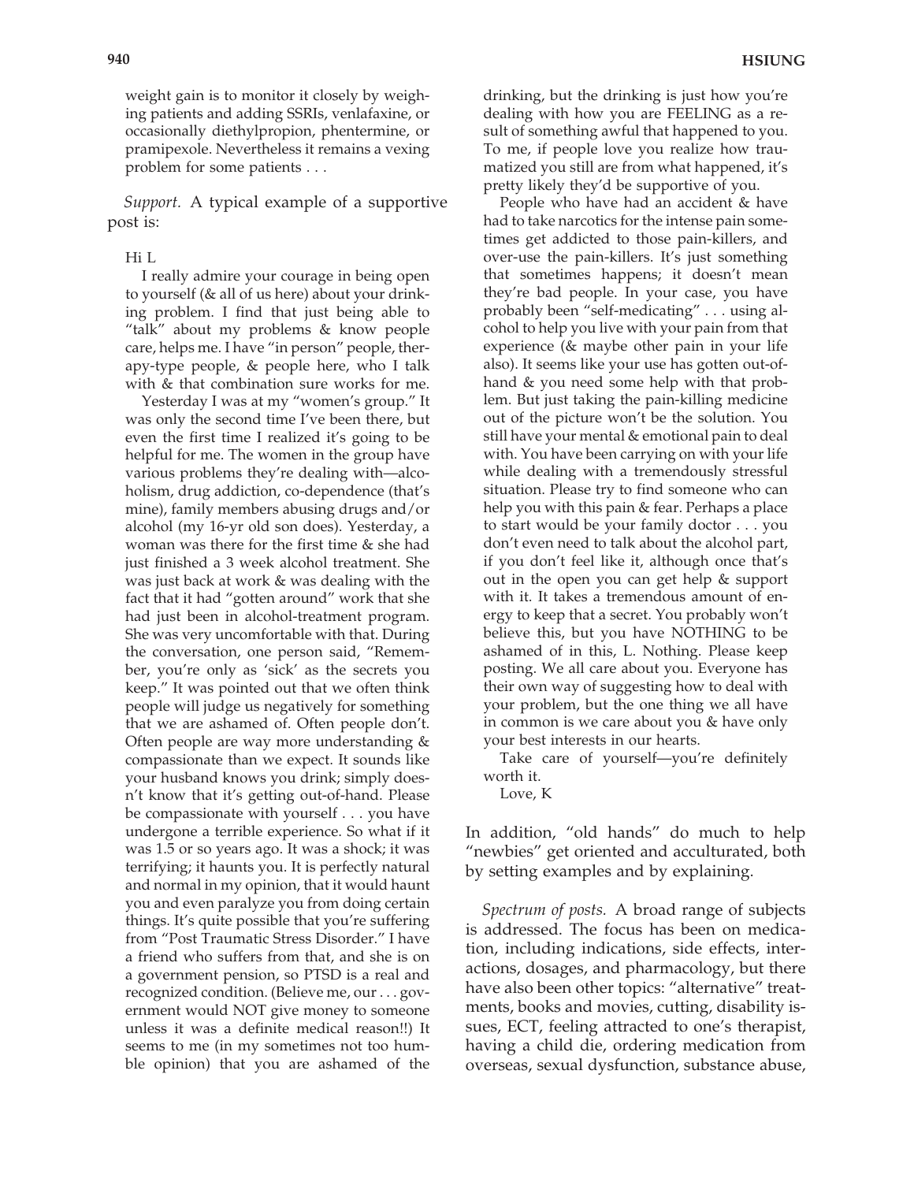weight gain is to monitor it closely by weighing patients and adding SSRIs, venlafaxine, or occasionally diethylpropion, phentermine, or pramipexole. Nevertheless it remains a vexing problem for some patients . . .

*Support.* A typical example of a supportive post is:

> Hi L
>
> I really admire your courage in being open to yourself (& all of us here) about your drinking problem. I find that just being able to "talk" about my problems & know people care, helps me. I have "in person" people, therapy-type people, & people here, who I talk with & that combination sure works for me.
>
> Yesterday I was at my "women's group." It was only the second time I've been there, but even the first time I realized it's going to be helpful for me. The women in the group have various problems they're dealing with—alcoholism, drug addiction, co-dependence (that's mine), family members abusing drugs and/or alcohol (my 16-yr old son does). Yesterday, a woman was there for the first time & she had just finished a 3 week alcohol treatment. She was just back at work & was dealing with the fact that it had "gotten around" work that she had just been in alcohol-treatment program. She was very uncomfortable with that. During the conversation, one person said, "Remember, you're only as 'sick' as the secrets you keep." It was pointed out that we often think people will judge us negatively for something that we are ashamed of. Often people don't. Often people are way more understanding & compassionate than we expect. It sounds like your husband knows you drink; simply doesn't know that it's getting out-of-hand. Please be compassionate with yourself . . . you have undergone a terrible experience. So what if it was 1.5 or so years ago. It was a shock; it was terrifying; it haunts you. It is perfectly natural and normal in my opinion, that it would haunt you and even paralyze you from doing certain things. It's quite possible that you're suffering from "Post Traumatic Stress Disorder." I have a friend who suffers from that, and she is on a government pension, so PTSD is a real and recognized condition. (Believe me, our . . . government would NOT give money to someone unless it was a definite medical reason!!) It seems to me (in my sometimes not too humble opinion) that you are ashamed of the drinking, but the drinking is just how you're dealing with how you are FEELING as a result of something awful that happened to you. To me, if people love you realize how traumatized you still are from what happened, it's pretty likely they'd be supportive of you.
>
> People who have had an accident & have had to take narcotics for the intense pain sometimes get addicted to those pain-killers, and over-use the pain-killers. It's just something that sometimes happens; it doesn't mean they're bad people. In your case, you have probably been "self-medicating" . . . using alcohol to help you live with your pain from that experience (& maybe other pain in your life also). It seems like your use has gotten out-of-hand & you need some help with that problem. But just taking the pain-killing medicine out of the picture won't be the solution. You still have your mental & emotional pain to deal with. You have been carrying on with your life while dealing with a tremendously stressful situation. Please try to find someone who can help you with this pain & fear. Perhaps a place to start would be your family doctor . . . you don't even need to talk about the alcohol part, if you don't feel like it, although once that's out in the open you can get help & support with it. It takes a tremendous amount of energy to keep that a secret. You probably won't believe this, but you have NOTHING to be ashamed of in this, L. Nothing. Please keep posting. We all care about you. Everyone has their own way of suggesting how to deal with your problem, but the one thing we all have in common is we care about you & have only your best interests in our hearts.
>
> Take care of yourself—you're definitely worth it.
>
> Love, K

In addition, "old hands" do much to help "newbies" get oriented and acculturated, both by setting examples and by explaining.

*Spectrum of posts.* A broad range of subjects is addressed. The focus has been on medication, including indications, side effects, interactions, dosages, and pharmacology, but there have also been other topics: "alternative" treatments, books and movies, cutting, disability issues, ECT, feeling attracted to one's therapist, having a child die, ordering medication from overseas, sexual dysfunction, substance abuse,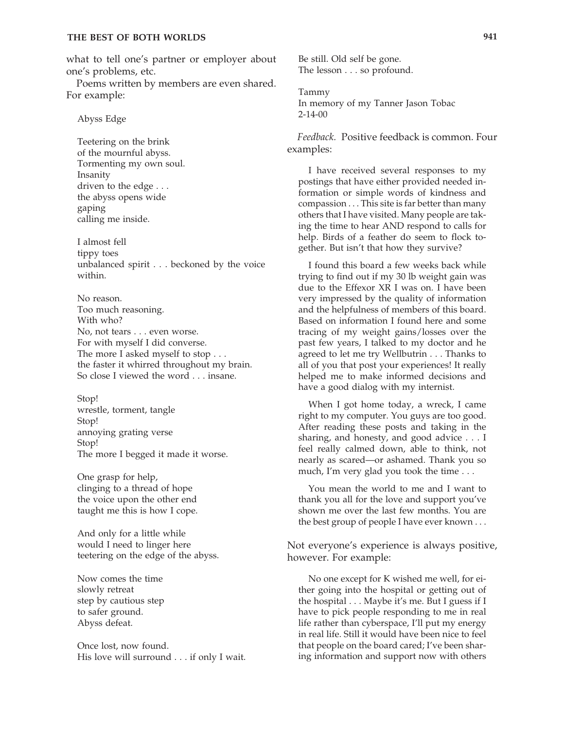what to tell one's partner or employer about one's problems, etc.

Poems written by members are even shared. For example:

> Abyss Edge
>
> Teetering on the brink
> of the mournful abyss.
> Tormenting my own soul.
> Insanity
> driven to the edge . . .
> the abyss opens wide
> gaping
> calling me inside.
>
> I almost fell
> tippy toes
> unbalanced spirit . . . beckoned by the voice within.
>
> No reason.
> Too much reasoning.
> With who?
> No, not tears . . . even worse.
> For with myself I did converse.
> The more I asked myself to stop . . .
> the faster it whirred throughout my brain.
> So close I viewed the word . . . insane.
>
> Stop!
> wrestle, torment, tangle
> Stop!
> annoying grating verse
> Stop!
> The more I begged it made it worse.
>
> One grasp for help,
> clinging to a thread of hope
> the voice upon the other end
> taught me this is how I cope.
>
> And only for a little while
> would I need to linger here
> teetering on the edge of the abyss.
>
> Now comes the time
> slowly retreat
> step by cautious step
> to safer ground.
> Abyss defeat.
>
> Once lost, now found.
> His love will surround . . . if only I wait.
> Be still. Old self be gone.
> The lesson . . . so profound.
>
> Tammy
> In memory of my Tanner Jason Tobac
> 2-14-00

*Feedback.* Positive feedback is common. Four examples:

> I have received several responses to my postings that have either provided needed information or simple words of kindness and compassion . . . This site is far better than many others that I have visited. Many people are taking the time to hear AND respond to calls for help. Birds of a feather do seem to flock together. But isn't that how they survive?

> I found this board a few weeks back while trying to find out if my 30 lb weight gain was due to the Effexor XR I was on. I have been very impressed by the quality of information and the helpfulness of members of this board. Based on information I found here and some tracing of my weight gains/losses over the past few years, I talked to my doctor and he agreed to let me try Wellbutrin . . . Thanks to all of you that post your experiences! It really helped me to make informed decisions and have a good dialog with my internist.

> When I got home today, a wreck, I came right to my computer. You guys are too good. After reading these posts and taking in the sharing, and honesty, and good advice . . . I feel really calmed down, able to think, not nearly as scared—or ashamed. Thank you so much, I'm very glad you took the time . . .

> You mean the world to me and I want to thank you all for the love and support you've shown me over the last few months. You are the best group of people I have ever known . . .

Not everyone's experience is always positive, however. For example:

> No one except for K wished me well, for either going into the hospital or getting out of the hospital . . . Maybe it's me. But I guess if I have to pick people responding to me in real life rather than cyberspace, I'll put my energy in real life. Still it would have been nice to feel that people on the board cared; I've been sharing information and support now with others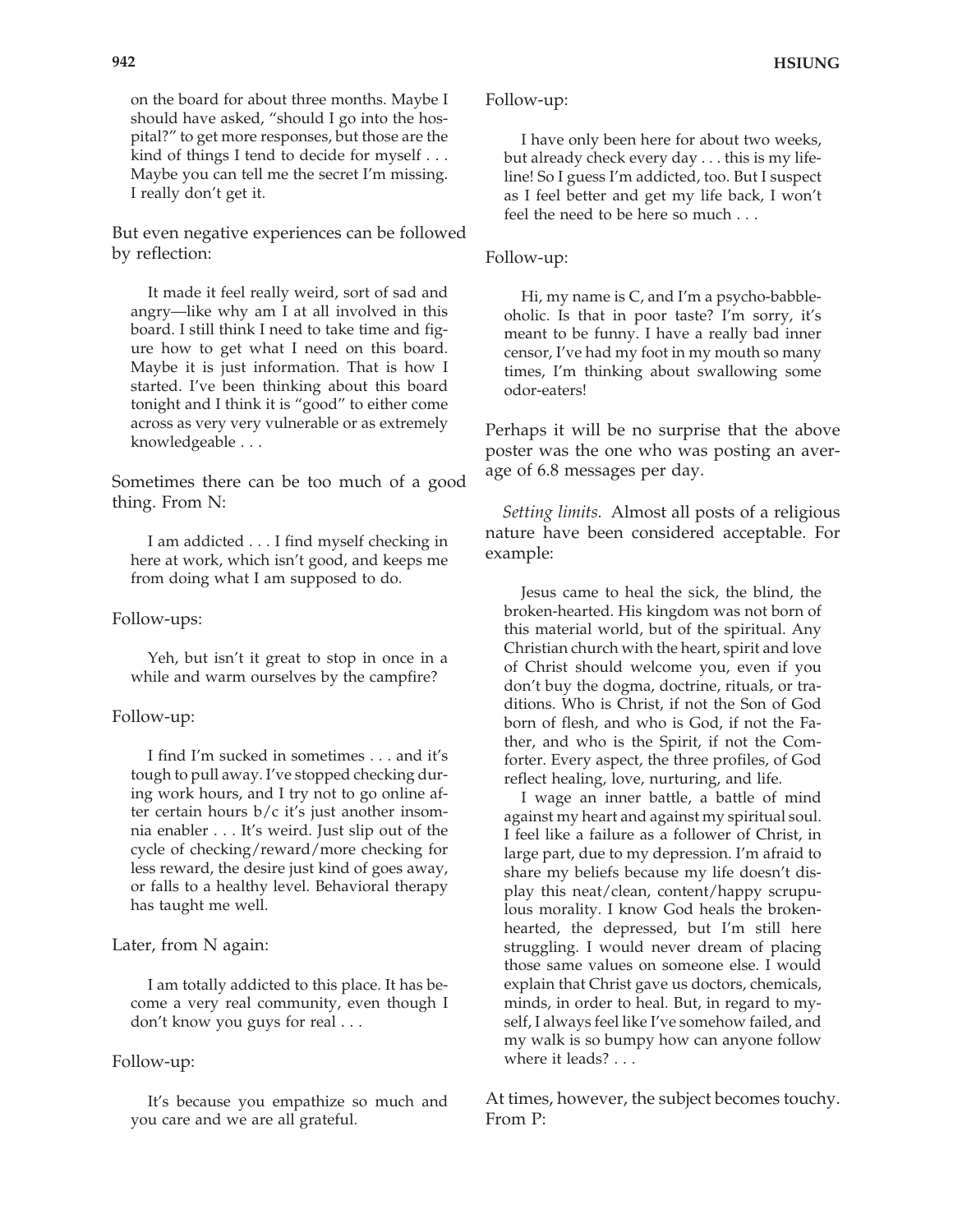> on the board for about three months. Maybe I should have asked, "should I go into the hospital?" to get more responses, but those are the kind of things I tend to decide for myself . . . Maybe you can tell me the secret I'm missing. I really don't get it.

But even negative experiences can be followed by reflection:

> It made it feel really weird, sort of sad and angry—like why am I at all involved in this board. I still think I need to take time and figure how to get what I need on this board. Maybe it is just information. That is how I started. I've been thinking about this board tonight and I think it is "good" to either come across as very very vulnerable or as extremely knowledgeable . . .

Sometimes there can be too much of a good thing. From N:

> I am addicted . . . I find myself checking in here at work, which isn't good, and keeps me from doing what I am supposed to do.

Follow-ups:

> Yeh, but isn't it great to stop in once in a while and warm ourselves by the campfire?

Follow-up:

> I find I'm sucked in sometimes . . . and it's tough to pull away. I've stopped checking during work hours, and I try not to go online after certain hours b/c it's just another insomnia enabler . . . It's weird. Just slip out of the cycle of checking/reward/more checking for less reward, the desire just kind of goes away, or falls to a healthy level. Behavioral therapy has taught me well.

Later, from N again:

> I am totally addicted to this place. It has become a very real community, even though I don't know you guys for real . . .

Follow-up:

> It's because you empathize so much and you care and we are all grateful.

Follow-up:

> I have only been here for about two weeks, but already check every day . . . this is my lifeline! So I guess I'm addicted, too. But I suspect as I feel better and get my life back, I won't feel the need to be here so much . . .

Follow-up:

> Hi, my name is C, and I'm a psycho-babble-oholic. Is that in poor taste? I'm sorry, it's meant to be funny. I have a really bad inner censor, I've had my foot in my mouth so many times, I'm thinking about swallowing some odor-eaters!

Perhaps it will be no surprise that the above poster was the one who was posting an average of 6.8 messages per day.

*Setting limits.* Almost all posts of a religious nature have been considered acceptable. For example:

> Jesus came to heal the sick, the blind, the broken-hearted. His kingdom was not born of this material world, but of the spiritual. Any Christian church with the heart, spirit and love of Christ should welcome you, even if you don't buy the dogma, doctrine, rituals, or traditions. Who is Christ, if not the Son of God born of flesh, and who is God, if not the Father, and who is the Spirit, if not the Comforter. Every aspect, the three profiles, of God reflect healing, love, nurturing, and life.
>
> I wage an inner battle, a battle of mind against my heart and against my spiritual soul. I feel like a failure as a follower of Christ, in large part, due to my depression. I'm afraid to share my beliefs because my life doesn't display this neat/clean, content/happy scrupulous morality. I know God heals the broken-hearted, the depressed, but I'm still here struggling. I would never dream of placing those same values on someone else. I would explain that Christ gave us doctors, chemicals, minds, in order to heal. But, in regard to myself, I always feel like I've somehow failed, and my walk is so bumpy how can anyone follow where it leads? . . .

At times, however, the subject becomes touchy. From P: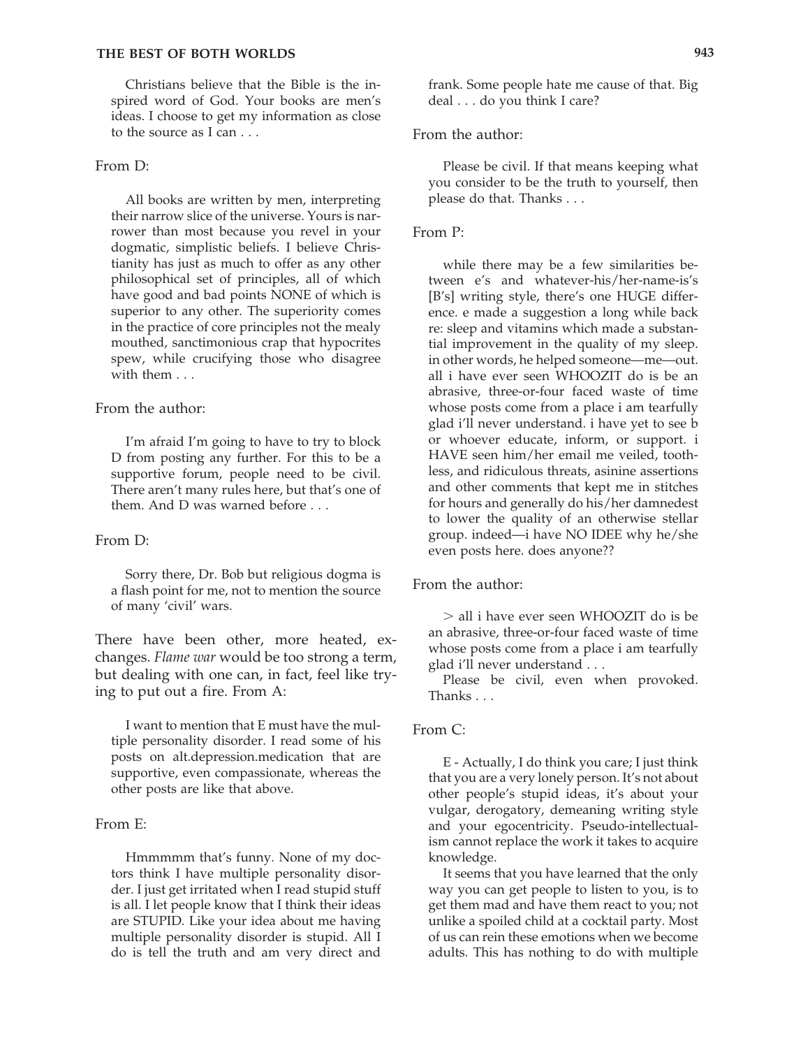Christians believe that the Bible is the inspired word of God. Your books are men's ideas. I choose to get my information as close to the source as I can . . .

From D:

> All books are written by men, interpreting their narrow slice of the universe. Yours is narrower than most because you revel in your dogmatic, simplistic beliefs. I believe Christianity has just as much to offer as any other philosophical set of principles, all of which have good and bad points NONE of which is superior to any other. The superiority comes in the practice of core principles not the mealy mouthed, sanctimonious crap that hypocrites spew, while crucifying those who disagree with them . . .

From the author:

> I'm afraid I'm going to have to try to block D from posting any further. For this to be a supportive forum, people need to be civil. There aren't many rules here, but that's one of them. And D was warned before . . .

From D:

> Sorry there, Dr. Bob but religious dogma is a flash point for me, not to mention the source of many 'civil' wars.

There have been other, more heated, exchanges. *Flame war* would be too strong a term, but dealing with one can, in fact, feel like trying to put out a fire. From A:

> I want to mention that E must have the multiple personality disorder. I read some of his posts on alt.depression.medication that are supportive, even compassionate, whereas the other posts are like that above.

From E:

> Hmmmmm that's funny. None of my doctors think I have multiple personality disorder. I just get irritated when I read stupid stuff is all. I let people know that I think their ideas are STUPID. Like your idea about me having multiple personality disorder is stupid. All I do is tell the truth and am very direct and frank. Some people hate me cause of that. Big deal . . . do you think I care?

From the author:

> Please be civil. If that means keeping what you consider to be the truth to yourself, then please do that. Thanks . . .

From P:

> while there may be a few similarities between e's and whatever-his/her-name-is's [B's] writing style, there's one HUGE difference. e made a suggestion a long while back re: sleep and vitamins which made a substantial improvement in the quality of my sleep. in other words, he helped someone—me—out. all i have ever seen WHOOZIT do is be an abrasive, three-or-four faced waste of time whose posts come from a place i am tearfully glad i'll never understand. i have yet to see b or whoever educate, inform, or support. i HAVE seen him/her email me veiled, toothless, and ridiculous threats, asinine assertions and other comments that kept me in stitches for hours and generally do his/her damnedest to lower the quality of an otherwise stellar group. indeed—i have NO IDEE why he/she even posts here. does anyone??

From the author:

> > all i have ever seen WHOOZIT do is be an abrasive, three-or-four faced waste of time whose posts come from a place i am tearfully glad i'll never understand . . .
>
> Please be civil, even when provoked. Thanks . . .

From C:

> E - Actually, I do think you care; I just think that you are a very lonely person. It's not about other people's stupid ideas, it's about your vulgar, derogatory, demeaning writing style and your egocentricity. Pseudo-intellectualism cannot replace the work it takes to acquire knowledge.
>
> It seems that you have learned that the only way you can get people to listen to you, is to get them mad and have them react to you; not unlike a spoiled child at a cocktail party. Most of us can rein these emotions when we become adults. This has nothing to do with multiple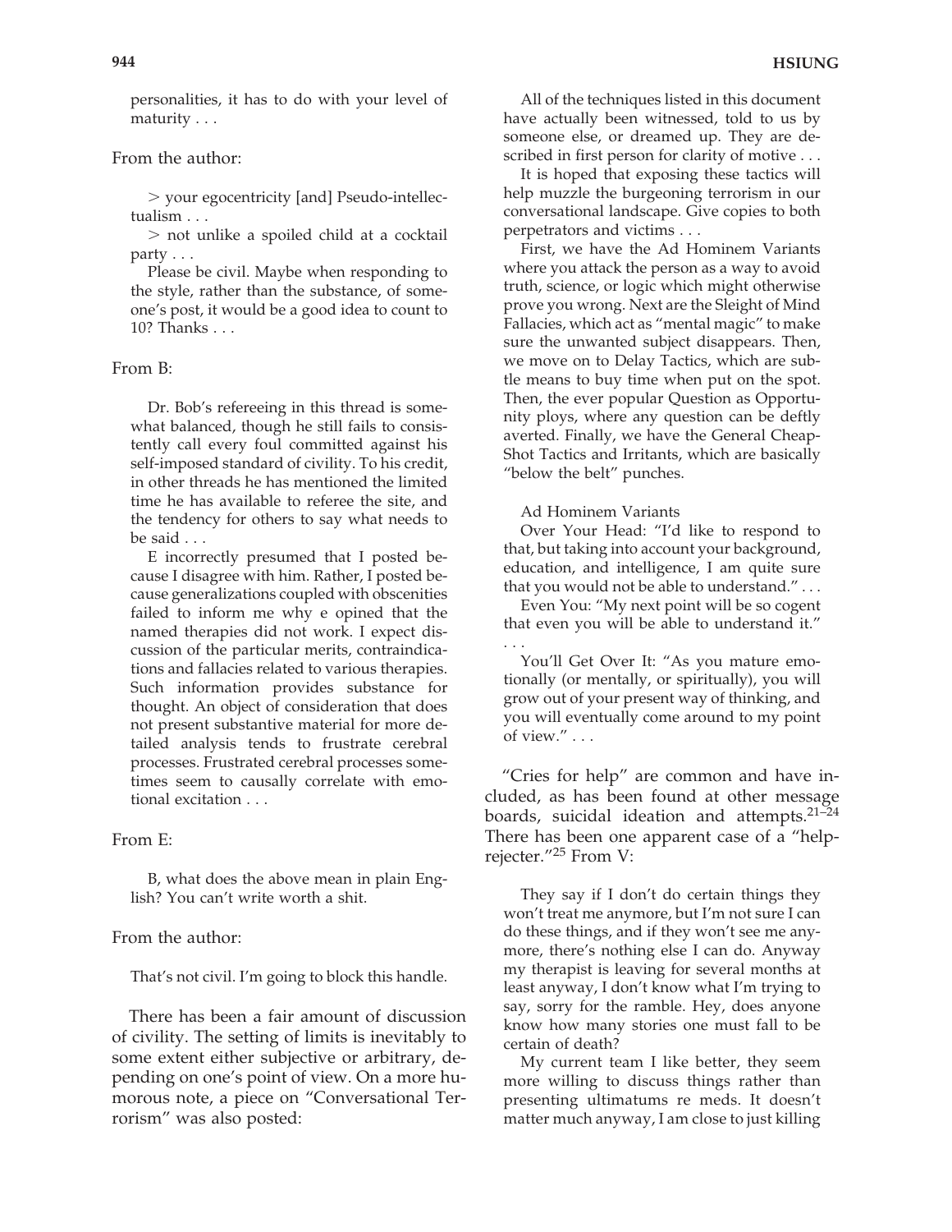personalities, it has to do with your level of maturity . . .

From the author:

> > your egocentricity [and] Pseudo-intellectualism . . .
>
> > not unlike a spoiled child at a cocktail party . . .
>
> Please be civil. Maybe when responding to the style, rather than the substance, of someone's post, it would be a good idea to count to 10? Thanks . . .

From B:

> Dr. Bob's refereeing in this thread is somewhat balanced, though he still fails to consistently call every foul committed against his self-imposed standard of civility. To his credit, in other threads he has mentioned the limited time he has available to referee the site, and the tendency for others to say what needs to be said . . .
>
> E incorrectly presumed that I posted because I disagree with him. Rather, I posted because generalizations coupled with obscenities failed to inform me why e opined that the named therapies did not work. I expect discussion of the particular merits, contraindications and fallacies related to various therapies. Such information provides substance for thought. An object of consideration that does not present substantive material for more detailed analysis tends to frustrate cerebral processes. Frustrated cerebral processes sometimes seem to causally correlate with emotional excitation . . .

From E:

> B, what does the above mean in plain English? You can't write worth a shit.

From the author:

> That's not civil. I'm going to block this handle.

There has been a fair amount of discussion of civility. The setting of limits is inevitably to some extent either subjective or arbitrary, depending on one's point of view. On a more humorous note, a piece on "Conversational Terrorism" was also posted:

> All of the techniques listed in this document have actually been witnessed, told to us by someone else, or dreamed up. They are described in first person for clarity of motive . . .
>
> It is hoped that exposing these tactics will help muzzle the burgeoning terrorism in our conversational landscape. Give copies to both perpetrators and victims . . .
>
> First, we have the Ad Hominem Variants where you attack the person as a way to avoid truth, science, or logic which might otherwise prove you wrong. Next are the Sleight of Mind Fallacies, which act as "mental magic" to make sure the unwanted subject disappears. Then, we move on to Delay Tactics, which are subtle means to buy time when put on the spot. Then, the ever popular Question as Opportunity ploys, where any question can be deftly averted. Finally, we have the General Cheap-Shot Tactics and Irritants, which are basically "below the belt" punches.
>
> Ad Hominem Variants
>
> Over Your Head: "I'd like to respond to that, but taking into account your background, education, and intelligence, I am quite sure that you would not be able to understand." . . .
>
> Even You: "My next point will be so cogent that even you will be able to understand it." . . .
>
> You'll Get Over It: "As you mature emotionally (or mentally, or spiritually), you will grow out of your present way of thinking, and you will eventually come around to my point of view." . . .

"Cries for help" are common and have included, as has been found at other message boards, suicidal ideation and attempts.[21–24] There has been one apparent case of a "help-rejecter."[25] From V:

> They say if I don't do certain things they won't treat me anymore, but I'm not sure I can do these things, and if they won't see me anymore, there's nothing else I can do. Anyway my therapist is leaving for several months at least anyway, I don't know what I'm trying to say, sorry for the ramble. Hey, does anyone know how many stories one must fall to be certain of death?
>
> My current team I like better, they seem more willing to discuss things rather than presenting ultimatums re meds. It doesn't matter much anyway, I am close to just killing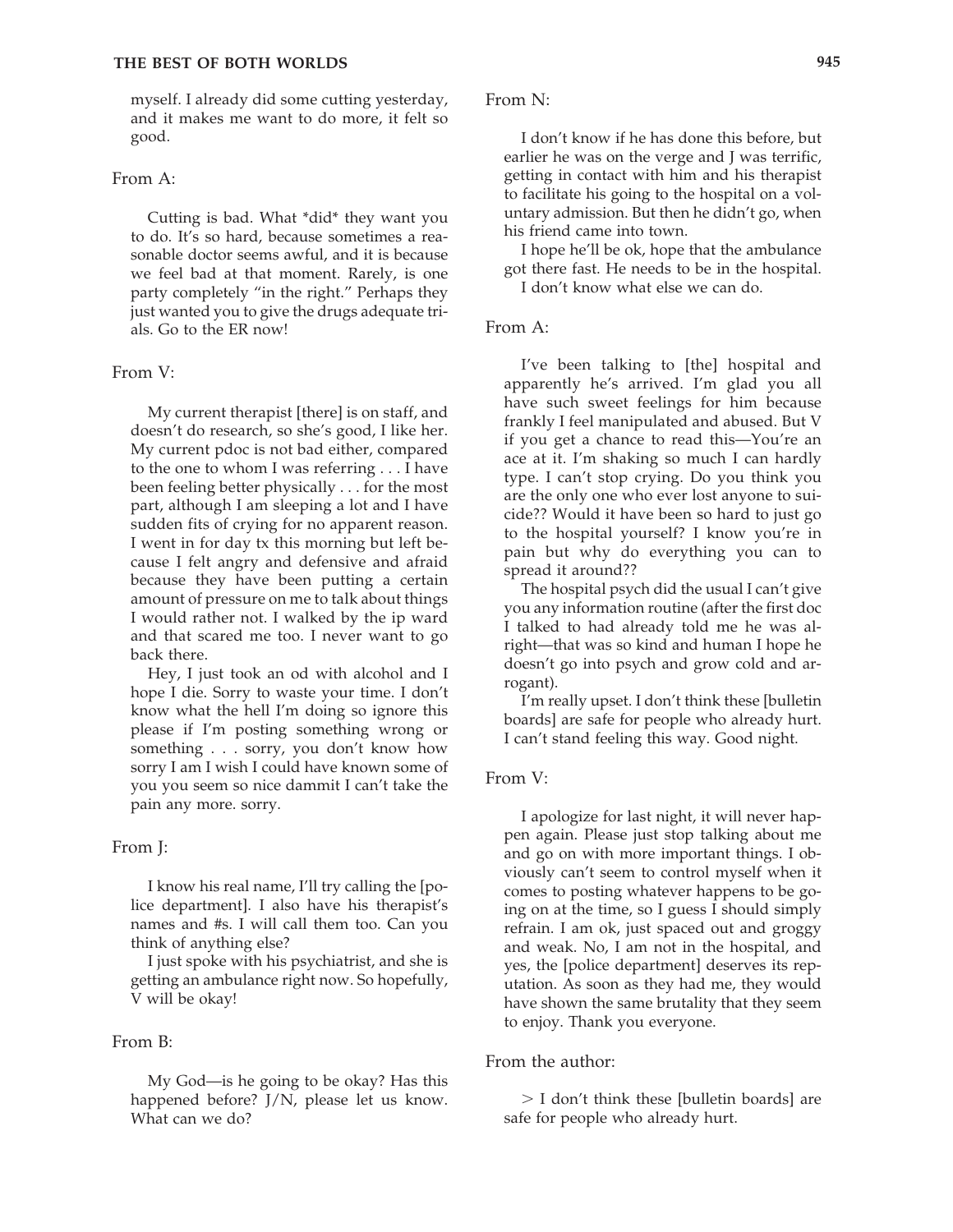myself. I already did some cutting yesterday, and it makes me want to do more, it felt so good.

From A:

Cutting is bad. What *did* they want you to do. It's so hard, because sometimes a reasonable doctor seems awful, and it is because we feel bad at that moment. Rarely, is one party completely "in the right." Perhaps they just wanted you to give the drugs adequate trials. Go to the ER now!

From V:

My current therapist [there] is on staff, and doesn't do research, so she's good, I like her. My current pdoc is not bad either, compared to the one to whom I was referring . . . I have been feeling better physically . . . for the most part, although I am sleeping a lot and I have sudden fits of crying for no apparent reason. I went in for day tx this morning but left because I felt angry and defensive and afraid because they have been putting a certain amount of pressure on me to talk about things I would rather not. I walked by the ip ward and that scared me too. I never want to go back there.

Hey, I just took an od with alcohol and I hope I die. Sorry to waste your time. I don't know what the hell I'm doing so ignore this please if I'm posting something wrong or something . . . sorry, you don't know how sorry I am I wish I could have known some of you you seem so nice dammit I can't take the pain any more. sorry.

From J:

I know his real name, I'll try calling the [police department]. I also have his therapist's names and #s. I will call them too. Can you think of anything else?

I just spoke with his psychiatrist, and she is getting an ambulance right now. So hopefully, V will be okay!

From B:

My God—is he going to be okay? Has this happened before? J/N, please let us know. What can we do?

From N:

I don't know if he has done this before, but earlier he was on the verge and J was terrific, getting in contact with him and his therapist to facilitate his going to the hospital on a voluntary admission. But then he didn't go, when his friend came into town.

I hope he'll be ok, hope that the ambulance got there fast. He needs to be in the hospital.

I don't know what else we can do.

From A:

I've been talking to [the] hospital and apparently he's arrived. I'm glad you all have such sweet feelings for him because frankly I feel manipulated and abused. But V if you get a chance to read this—You're an ace at it. I'm shaking so much I can hardly type. I can't stop crying. Do you think you are the only one who ever lost anyone to suicide?? Would it have been so hard to just go to the hospital yourself? I know you're in pain but why do everything you can to spread it around??

The hospital psych did the usual I can't give you any information routine (after the first doc I talked to had already told me he was alright—that was so kind and human I hope he doesn't go into psych and grow cold and arrogant).

I'm really upset. I don't think these [bulletin boards] are safe for people who already hurt. I can't stand feeling this way. Good night.

From V:

I apologize for last night, it will never happen again. Please just stop talking about me and go on with more important things. I obviously can't seem to control myself when it comes to posting whatever happens to be going on at the time, so I guess I should simply refrain. I am ok, just spaced out and groggy and weak. No, I am not in the hospital, and yes, the [police department] deserves its reputation. As soon as they had me, they would have shown the same brutality that they seem to enjoy. Thank you everyone.

From the author:

> I don't think these [bulletin boards] are safe for people who already hurt.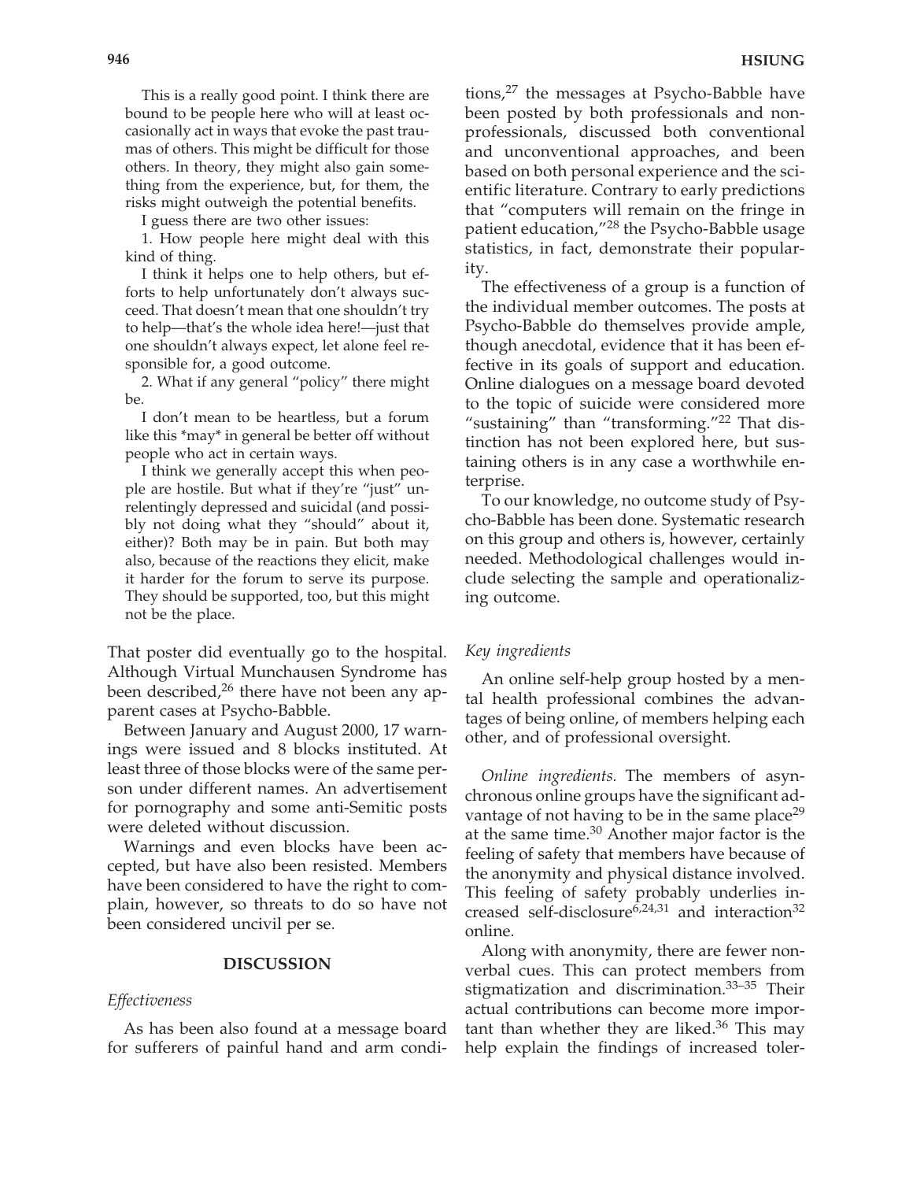> This is a really good point. I think there are bound to be people here who will at least occasionally act in ways that evoke the past traumas of others. This might be difficult for those others. In theory, they might also gain something from the experience, but, for them, the risks might outweigh the potential benefits.
>
> I guess there are two other issues:
>
> 1. How people here might deal with this kind of thing.
>
> I think it helps one to help others, but efforts to help unfortunately don't always succeed. That doesn't mean that one shouldn't try to help—that's the whole idea here!—just that one shouldn't always expect, let alone feel responsible for, a good outcome.
>
> 2. What if any general "policy" there might be.
>
> I don't mean to be heartless, but a forum like this *may* in general be better off without people who act in certain ways.
>
> I think we generally accept this when people are hostile. But what if they're "just" unrelentingly depressed and suicidal (and possibly not doing what they "should" about it, either)? Both may be in pain. But both may also, because of the reactions they elicit, make it harder for the forum to serve its purpose. They should be supported, too, but this might not be the place.

That poster did eventually go to the hospital. Although Virtual Munchausen Syndrome has been described,[26] there have not been any apparent cases at Psycho-Babble.

Between January and August 2000, 17 warnings were issued and 8 blocks instituted. At least three of those blocks were of the same person under different names. An advertisement for pornography and some anti-Semitic posts were deleted without discussion.

Warnings and even blocks have been accepted, but have also been resisted. Members have been considered to have the right to complain, however, so threats to do so have not been considered uncivil per se.

## DISCUSSION

### *Effectiveness*

As has been also found at a message board for sufferers of painful hand and arm conditions,[27] the messages at Psycho-Babble have been posted by both professionals and nonprofessionals, discussed both conventional and unconventional approaches, and been based on both personal experience and the scientific literature. Contrary to early predictions that "computers will remain on the fringe in patient education,"[28] the Psycho-Babble usage statistics, in fact, demonstrate their popularity.

The effectiveness of a group is a function of the individual member outcomes. The posts at Psycho-Babble do themselves provide ample, though anecdotal, evidence that it has been effective in its goals of support and education. Online dialogues on a message board devoted to the topic of suicide were considered more "sustaining" than "transforming."[22] That distinction has not been explored here, but sustaining others is in any case a worthwhile enterprise.

To our knowledge, no outcome study of Psycho-Babble has been done. Systematic research on this group and others is, however, certainly needed. Methodological challenges would include selecting the sample and operationalizing outcome.

### *Key ingredients*

An online self-help group hosted by a mental health professional combines the advantages of being online, of members helping each other, and of professional oversight.

*Online ingredients.* The members of asynchronous online groups have the significant advantage of not having to be in the same place[29] at the same time.[30] Another major factor is the feeling of safety that members have because of the anonymity and physical distance involved. This feeling of safety probably underlies increased self-disclosure[6,24,31] and interaction[32] online.

Along with anonymity, there are fewer nonverbal cues. This can protect members from stigmatization and discrimination.[33–35] Their actual contributions can become more important than whether they are liked.[36] This may help explain the findings of increased toler-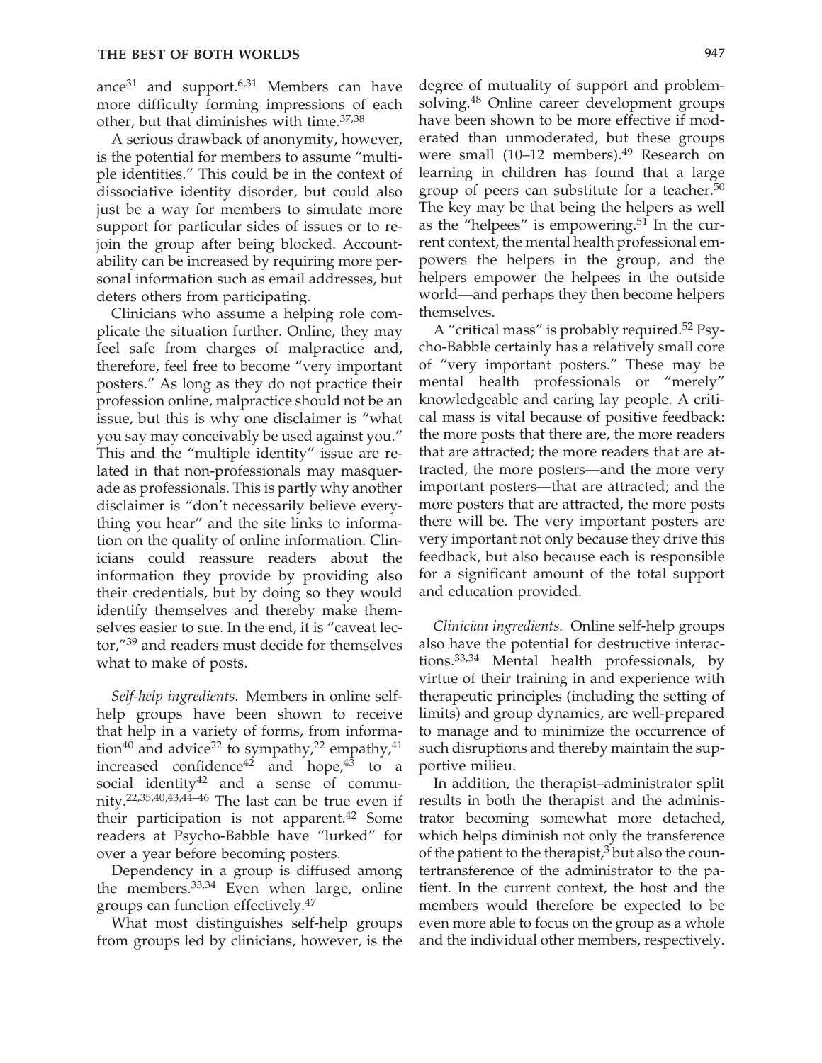ance[31] and support.[6,31] Members can have more difficulty forming impressions of each other, but that diminishes with time.[37,38]

A serious drawback of anonymity, however, is the potential for members to assume "multiple identities." This could be in the context of dissociative identity disorder, but could also just be a way for members to simulate more support for particular sides of issues or to rejoin the group after being blocked. Accountability can be increased by requiring more personal information such as email addresses, but deters others from participating.

Clinicians who assume a helping role complicate the situation further. Online, they may feel safe from charges of malpractice and, therefore, feel free to become "very important posters." As long as they do not practice their profession online, malpractice should not be an issue, but this is why one disclaimer is "what you say may conceivably be used against you." This and the "multiple identity" issue are related in that non-professionals may masquerade as professionals. This is partly why another disclaimer is "don't necessarily believe everything you hear" and the site links to information on the quality of online information. Clinicians could reassure readers about the information they provide by providing also their credentials, but by doing so they would identify themselves and thereby make themselves easier to sue. In the end, it is "caveat lector,"[39] and readers must decide for themselves what to make of posts.

*Self-help ingredients.* Members in online self-help groups have been shown to receive that help in a variety of forms, from information[40] and advice[22] to sympathy,[22] empathy,[41] increased confidence[42] and hope,[43] to a social identity[42] and a sense of community.[22,35,40,43,44–46] The last can be true even if their participation is not apparent.[42] Some readers at Psycho-Babble have "lurked" for over a year before becoming posters.

Dependency in a group is diffused among the members.[33,34] Even when large, online groups can function effectively.[47]

What most distinguishes self-help groups from groups led by clinicians, however, is the degree of mutuality of support and problem-solving.[48] Online career development groups have been shown to be more effective if moderated than unmoderated, but these groups were small (10–12 members).[49] Research on learning in children has found that a large group of peers can substitute for a teacher.[50] The key may be that being the helpers as well as the "helpees" is empowering.[51] In the current context, the mental health professional empowers the helpers in the group, and the helpers empower the helpees in the outside world—and perhaps they then become helpers themselves.

A "critical mass" is probably required.[52] Psycho-Babble certainly has a relatively small core of "very important posters." These may be mental health professionals or "merely" knowledgeable and caring lay people. A critical mass is vital because of positive feedback: the more posts that there are, the more readers that are attracted; the more readers that are attracted, the more posters—and the more very important posters—that are attracted; and the more posters that are attracted, the more posts there will be. The very important posters are very important not only because they drive this feedback, but also because each is responsible for a significant amount of the total support and education provided.

*Clinician ingredients.* Online self-help groups also have the potential for destructive interactions.[33,34] Mental health professionals, by virtue of their training in and experience with therapeutic principles (including the setting of limits) and group dynamics, are well-prepared to manage and to minimize the occurrence of such disruptions and thereby maintain the supportive milieu.

In addition, the therapist–administrator split results in both the therapist and the administrator becoming somewhat more detached, which helps diminish not only the transference of the patient to the therapist,[3] but also the countertransference of the administrator to the patient. In the current context, the host and the members would therefore be expected to be even more able to focus on the group as a whole and the individual other members, respectively.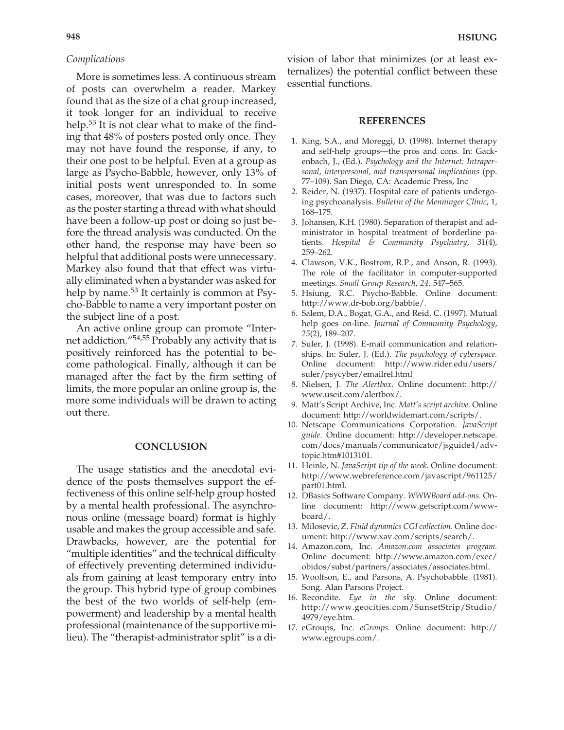*Complications*

More is sometimes less. A continuous stream of posts can overwhelm a reader. Markey found that as the size of a chat group increased, it took longer for an individual to receive help.[53] It is not clear what to make of the finding that 48% of posters posted only once. They may not have found the response, if any, to their one post to be helpful. Even at a group as large as Psycho-Babble, however, only 13% of initial posts went unresponded to. In some cases, moreover, that was due to factors such as the poster starting a thread with what should have been a follow-up post or doing so just before the thread analysis was conducted. On the other hand, the response may have been so helpful that additional posts were unnecessary. Markey also found that that effect was virtually eliminated when a bystander was asked for help by name.[53] It certainly is common at Psycho-Babble to name a very important poster on the subject line of a post.

An active online group can promote "Internet addiction."[54,55] Probably any activity that is positively reinforced has the potential to become pathological. Finally, although it can be managed after the fact by the firm setting of limits, the more popular an online group is, the more some individuals will be drawn to acting out there.

## CONCLUSION

The usage statistics and the anecdotal evidence of the posts themselves support the effectiveness of this online self-help group hosted by a mental health professional. The asynchronous online (message board) format is highly usable and makes the group accessible and safe. Drawbacks, however, are the potential for "multiple identities" and the technical difficulty of effectively preventing determined individuals from gaining at least temporary entry into the group. This hybrid type of group combines the best of the two worlds of self-help (empowerment) and leadership by a mental health professional (maintenance of the supportive milieu). The "therapist-administrator split" is a division of labor that minimizes (or at least externalizes) the potential conflict between these essential functions.

## REFERENCES

1. King, S.A., and Moreggi, D. (1998). Internet therapy and self-help groups—the pros and cons. In: Gackenbach, J., (Ed.). *Psychology and the Internet: Intrapersonal, interpersonal, and transpersonal implications* (pp. 77–109). San Diego, CA: Academic Press, Inc
2. Reider, N. (1937). Hospital care of patients undergoing psychoanalysis. *Bulletin of the Menninger Clinic*, 1, 168–175.
3. Johansen, K.H. (1980). Separation of therapist and administrator in hospital treatment of borderline patients. *Hospital & Community Psychiatry*, *31*(4), 259–262.
4. Clawson, V.K., Bostrom, R.P., and Anson, R. (1993). The role of the facilitator in computer-supported meetings. *Small Group Research*, *24*, 547–565.
5. Hsiung, R.C. Psycho-Babble. Online document: http://www.dr-bob.org/babble/.
6. Salem, D.A., Bogat, G.A., and Reid, C. (1997). Mutual help goes on-line. *Journal of Community Psychology*, *25*(2), 189–207.
7. Suler, J. (1998). E-mail communication and relationships. In: Suler, J. (Ed.). *The psychology of cyberspace.* Online document: http://www.rider.edu/users/suler/psycyber/emailrel.html
8. Nielsen, J. *The Alertbox.* Online document: http://www.useit.com/alertbox/.
9. Matt's Script Archive, Inc. *Matt's script archive.* Online document: http://worldwidemart.com/scripts/.
10. Netscape Communications Corporation. *JavaScript guide.* Online document: http://developer.netscape.com/docs/manuals/communicator/jsguide4/advtopic.htm#1013101.
11. Heinle, N. *JavaScript tip of the week.* Online document: http://www.webreference.com/javascript/961125/part01.html.
12. DBasics Software Company. *WWWBoard add-ons.* Online document: http://www.getscript.com/wwwboard/.
13. Milosevic, Z. *Fluid dynamics CGI collection.* Online document: http://www.xav.com/scripts/search/.
14. Amazon.com, Inc. *Amazon.com associates program.* Online document: http://www.amazon.com/exec/obidos/subst/partners/associates/associates.html.
15. Woolfson, E., and Parsons, A. Psychobabble. (1981). Song. Alan Parsons Project.
16. Recondite. *Eye in the sky.* Online document: http://www.geocities.com/SunsetStrip/Studio/4979/eye.htm.
17. eGroups, Inc. *eGroups.* Online document: http://www.egroups.com/.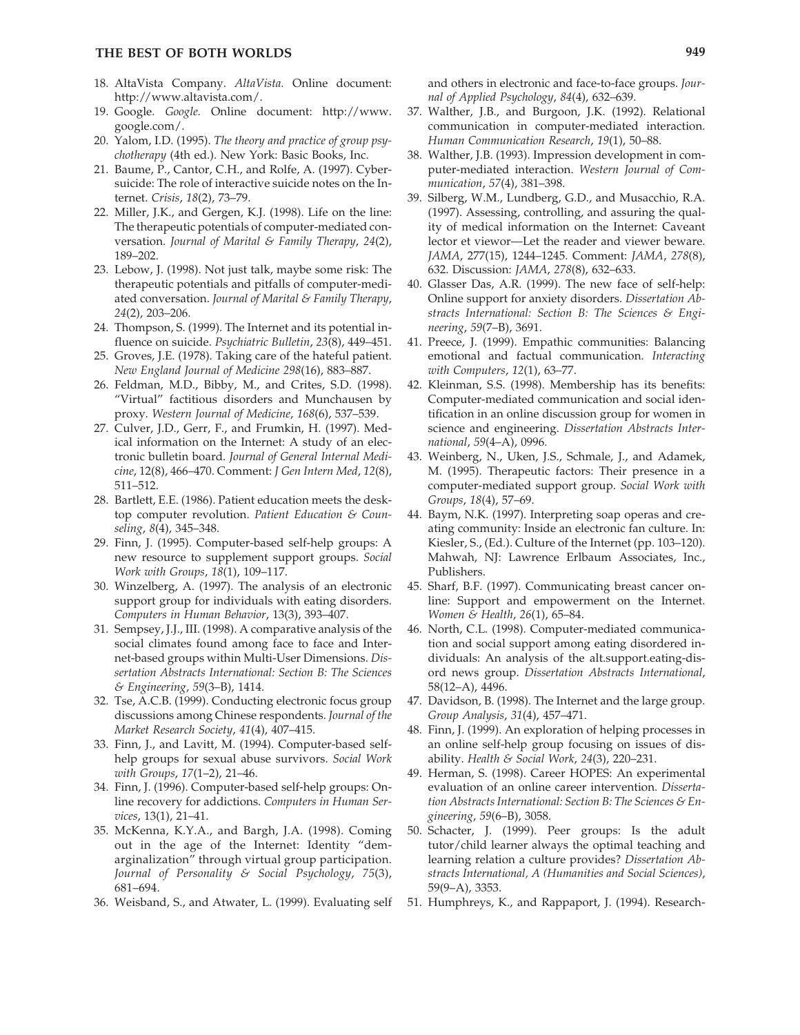18. AltaVista Company. *AltaVista.* Online document: http://www.altavista.com/.
19. Google. *Google.* Online document: http://www.google.com/.
20. Yalom, I.D. (1995). *The theory and practice of group psychotherapy* (4th ed.). New York: Basic Books, Inc.
21. Baume, P., Cantor, C.H., and Rolfe, A. (1997). Cybersuicide: The role of interactive suicide notes on the Internet. *Crisis*, *18*(2), 73–79.
22. Miller, J.K., and Gergen, K.J. (1998). Life on the line: The therapeutic potentials of computer-mediated conversation. *Journal of Marital & Family Therapy*, *24*(2), 189–202.
23. Lebow, J. (1998). Not just talk, maybe some risk: The therapeutic potentials and pitfalls of computer-mediated conversation. *Journal of Marital & Family Therapy*, *24*(2), 203–206.
24. Thompson, S. (1999). The Internet and its potential influence on suicide. *Psychiatric Bulletin*, *23*(8), 449–451.
25. Groves, J.E. (1978). Taking care of the hateful patient. *New England Journal of Medicine 298*(16), 883–887.
26. Feldman, M.D., Bibby, M., and Crites, S.D. (1998). "Virtual" factitious disorders and Munchausen by proxy. *Western Journal of Medicine*, *168*(6), 537–539.
27. Culver, J.D., Gerr, F., and Frumkin, H. (1997). Medical information on the Internet: A study of an electronic bulletin board. *Journal of General Internal Medicine*, 12(8), 466–470. Comment: *J Gen Intern Med*, *12*(8), 511–512.
28. Bartlett, E.E. (1986). Patient education meets the desktop computer revolution. *Patient Education & Counseling*, *8*(4), 345–348.
29. Finn, J. (1995). Computer-based self-help groups: A new resource to supplement support groups. *Social Work with Groups*, *18*(1), 109–117.
30. Winzelberg, A. (1997). The analysis of an electronic support group for individuals with eating disorders. *Computers in Human Behavior*, 13(3), 393–407.
31. Sempsey, J.J., III. (1998). A comparative analysis of the social climates found among face to face and Internet-based groups within Multi-User Dimensions. *Dissertation Abstracts International: Section B: The Sciences & Engineering*, *59*(3–B), 1414.
32. Tse, A.C.B. (1999). Conducting electronic focus group discussions among Chinese respondents. *Journal of the Market Research Society*, *41*(4), 407–415.
33. Finn, J., and Lavitt, M. (1994). Computer-based self-help groups for sexual abuse survivors. *Social Work with Groups*, *17*(1–2), 21–46.
34. Finn, J. (1996). Computer-based self-help groups: Online recovery for addictions. *Computers in Human Services*, 13(1), 21–41.
35. McKenna, K.Y.A., and Bargh, J.A. (1998). Coming out in the age of the Internet: Identity "demarginalization" through virtual group participation. *Journal of Personality & Social Psychology*, *75*(3), 681–694.
36. Weisband, S., and Atwater, L. (1999). Evaluating self and others in electronic and face-to-face groups. *Journal of Applied Psychology*, *84*(4), 632–639.
37. Walther, J.B., and Burgoon, J.K. (1992). Relational communication in computer-mediated interaction. *Human Communication Research*, *19*(1), 50–88.
38. Walther, J.B. (1993). Impression development in computer-mediated interaction. *Western Journal of Communication*, *57*(4), 381–398.
39. Silberg, W.M., Lundberg, G.D., and Musacchio, R.A. (1997). Assessing, controlling, and assuring the quality of medical information on the Internet: Caveant lector et viewor—Let the reader and viewer beware. *JAMA*, 277(15), 1244–1245. Comment: *JAMA*, *278*(8), 632. Discussion: *JAMA*, *278*(8), 632–633.
40. Glasser Das, A.R. (1999). The new face of self-help: Online support for anxiety disorders. *Dissertation Abstracts International: Section B: The Sciences & Engineering*, *59*(7–B), 3691.
41. Preece, J. (1999). Empathic communities: Balancing emotional and factual communication. *Interacting with Computers*, *12*(1), 63–77.
42. Kleinman, S.S. (1998). Membership has its benefits: Computer-mediated communication and social identification in an online discussion group for women in science and engineering. *Dissertation Abstracts International*, *59*(4–A), 0996.
43. Weinberg, N., Uken, J.S., Schmale, J., and Adamek, M. (1995). Therapeutic factors: Their presence in a computer-mediated support group. *Social Work with Groups*, *18*(4), 57–69.
44. Baym, N.K. (1997). Interpreting soap operas and creating community: Inside an electronic fan culture. In: Kiesler, S., (Ed.). Culture of the Internet (pp. 103–120). Mahwah, NJ: Lawrence Erlbaum Associates, Inc., Publishers.
45. Sharf, B.F. (1997). Communicating breast cancer online: Support and empowerment on the Internet. *Women & Health*, *26*(1), 65–84.
46. North, C.L. (1998). Computer-mediated communication and social support among eating disordered individuals: An analysis of the alt.support.eating-disord news group. *Dissertation Abstracts International*, 58(12–A), 4496.
47. Davidson, B. (1998). The Internet and the large group. *Group Analysis*, *31*(4), 457–471.
48. Finn, J. (1999). An exploration of helping processes in an online self-help group focusing on issues of disability. *Health & Social Work*, *24*(3), 220–231.
49. Herman, S. (1998). Career HOPES: An experimental evaluation of an online career intervention. *Dissertation Abstracts International: Section B: The Sciences & Engineering*, *59*(6–B), 3058.
50. Schacter, J. (1999). Peer groups: Is the adult tutor/child learner always the optimal teaching and learning relation a culture provides? *Dissertation Abstracts International, A (Humanities and Social Sciences)*, 59(9–A), 3353.
51. Humphreys, K., and Rappaport, J. (1994). Research-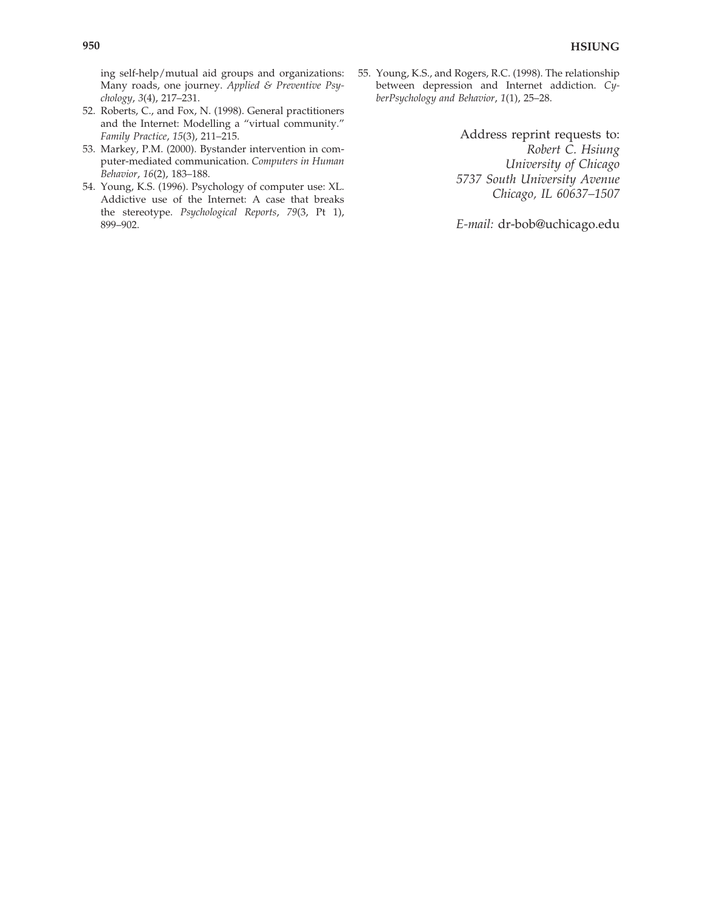ing self-help/mutual aid groups and organizations: Many roads, one journey. *Applied & Preventive Psychology*, *3*(4), 217–231.

52. Roberts, C., and Fox, N. (1998). General practitioners and the Internet: Modelling a "virtual community." *Family Practice*, *15*(3), 211–215.
53. Markey, P.M. (2000). Bystander intervention in computer-mediated communication. *Computers in Human Behavior*, *16*(2), 183–188.
54. Young, K.S. (1996). Psychology of computer use: XL. Addictive use of the Internet: A case that breaks the stereotype. *Psychological Reports*, *79*(3, Pt 1), 899–902.
55. Young, K.S., and Rogers, R.C. (1998). The relationship between depression and Internet addiction. *CyberPsychology and Behavior*, *1*(1), 25–28.

Address reprint requests to:
*Robert C. Hsiung*
*University of Chicago*
*5737 South University Avenue*
*Chicago, IL 60637–1507*

*E-mail:* dr-bob@uchicago.edu